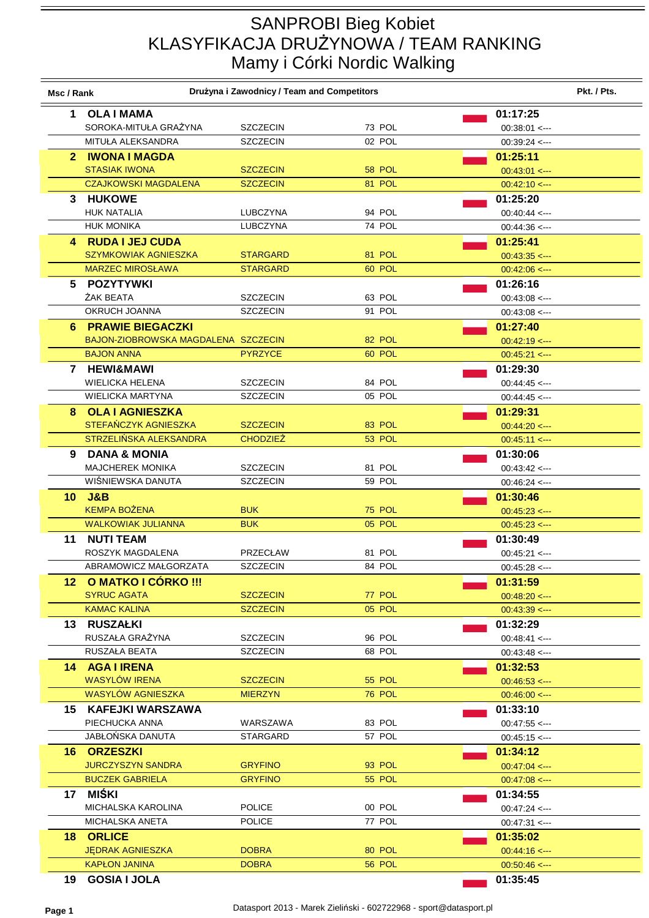# SANPROBI Bieg Kobiet
# KLASYFIKACJA DRUŻYNOWA / TEAM RANKING
# Mamy i Córki Nordic Walking

| Msc / Rank | Drużyna i Zawodnicy / Team and Competitors | | | | Pkt. / Pts. |
|---|---|---|---|---|---|
| **1** | **OLA I MAMA** | | | **01:17:25** | |
| | SOROKA-MITUŁA GRAŻYNA | SZCZECIN | 73 POL | 00:38:01 <--- | |
| | MITUŁA ALEKSANDRA | SZCZECIN | 02 POL | 00:39:24 <--- | |
| **2** | **IWONA I MAGDA** | | | **01:25:11** | |
| | STASIAK IWONA | SZCZECIN | 58 POL | 00:43:01 <--- | |
| | CZAJKOWSKI MAGDALENA | SZCZECIN | 81 POL | 00:42:10 <--- | |
| **3** | **HUKOWE** | | | **01:25:20** | |
| | HUK NATALIA | LUBCZYNA | 94 POL | 00:40:44 <--- | |
| | HUK MONIKA | LUBCZYNA | 74 POL | 00:44:36 <--- | |
| **4** | **RUDA I JEJ CUDA** | | | **01:25:41** | |
| | SZYMKOWIAK AGNIESZKA | STARGARD | 81 POL | 00:43:35 <--- | |
| | MARZEC MIROSŁAWA | STARGARD | 60 POL | 00:42:06 <--- | |
| **5** | **POZYTYWKI** | | | **01:26:16** | |
| | ŻAK BEATA | SZCZECIN | 63 POL | 00:43:08 <--- | |
| | OKRUCH JOANNA | SZCZECIN | 91 POL | 00:43:08 <--- | |
| **6** | **PRAWIE BIEGACZKI** | | | **01:27:40** | |
| | BAJON-ZIOBROWSKA MAGDALENA | SZCZECIN | 82 POL | 00:42:19 <--- | |
| | BAJON ANNA | PYRZYCE | 60 POL | 00:45:21 <--- | |
| **7** | **HEWI&MAWI** | | | **01:29:30** | |
| | WIELICKA HELENA | SZCZECIN | 84 POL | 00:44:45 <--- | |
| | WIELICKA MARTYNA | SZCZECIN | 05 POL | 00:44:45 <--- | |
| **8** | **OLA I AGNIESZKA** | | | **01:29:31** | |
| | STEFAŃCZYK AGNIESZKA | SZCZECIN | 83 POL | 00:44:20 <--- | |
| | STRZELIŃSKA ALEKSANDRA | CHODZIEŻ | 53 POL | 00:45:11 <--- | |
| **9** | **DANA & MONIA** | | | **01:30:06** | |
| | MAJCHEREK MONIKA | SZCZECIN | 81 POL | 00:43:42 <--- | |
| | WIŚNIEWSKA DANUTA | SZCZECIN | 59 POL | 00:46:24 <--- | |
| **10** | **J&B** | | | **01:30:46** | |
| | KEMPA BOŻENA | BUK | 75 POL | 00:45:23 <--- | |
| | WALKOWIAK JULIANNA | BUK | 05 POL | 00:45:23 <--- | |
| **11** | **NUTI TEAM** | | | **01:30:49** | |
| | ROSZYK MAGDALENA | PRZECŁAW | 81 POL | 00:45:21 <--- | |
| | ABRAMOWICZ MAŁGORZATA | SZCZECIN | 84 POL | 00:45:28 <--- | |
| **12** | **O MATKO I CÓRKO !!!** | | | **01:31:59** | |
| | SYRUC AGATA | SZCZECIN | 77 POL | 00:48:20 <--- | |
| | KAMAC KALINA | SZCZECIN | 05 POL | 00:43:39 <--- | |
| **13** | **RUSZAŁKI** | | | **01:32:29** | |
| | RUSZAŁA GRAŻYNA | SZCZECIN | 96 POL | 00:48:41 <--- | |
| | RUSZAŁA BEATA | SZCZECIN | 68 POL | 00:43:48 <--- | |
| **14** | **AGA I IRENA** | | | **01:32:53** | |
| | WASYLÓW IRENA | SZCZECIN | 55 POL | 00:46:53 <--- | |
| | WASYLÓW AGNIESZKA | MIERZYN | 76 POL | 00:46:00 <--- | |
| **15** | **KAFEJKI WARSZAWA** | | | **01:33:10** | |
| | PIECHUCKA ANNA | WARSZAWA | 83 POL | 00:47:55 <--- | |
| | JABŁOŃSKA DANUTA | STARGARD | 57 POL | 00:45:15 <--- | |
| **16** | **ORZESZKI** | | | **01:34:12** | |
| | JURCZYSZYN SANDRA | GRYFINO | 93 POL | 00:47:04 <--- | |
| | BUCZEK GABRIELA | GRYFINO | 55 POL | 00:47:08 <--- | |
| **17** | **MIŚKI** | | | **01:34:55** | |
| | MICHALSKA KAROLINA | POLICE | 00 POL | 00:47:24 <--- | |
| | MICHALSKA ANETA | POLICE | 77 POL | 00:47:31 <--- | |
| **18** | **ORLICE** | | | **01:35:02** | |
| | JĘDRAK AGNIESZKA | DOBRA | 80 POL | 00:44:16 <--- | |
| | KAPŁON JANINA | DOBRA | 56 POL | 00:50:46 <--- | |
| **19** | **GOSIA I JOLA** | | | **01:35:45** | |

Datasport 2013 - Marek Zieliński - 602722968 - sport@datasport.pl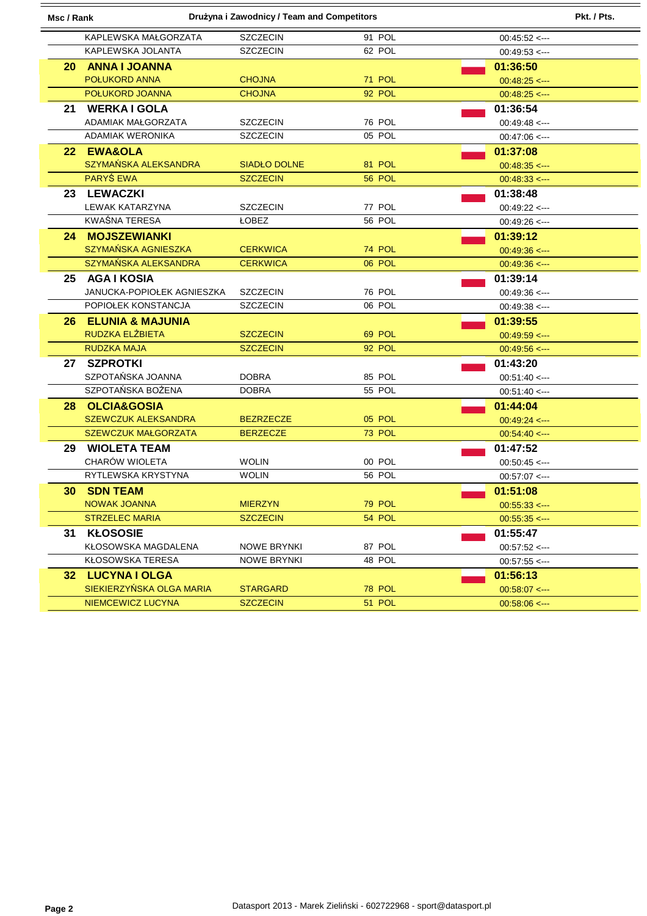| Msc / Rank | Drużyna i Zawodnicy / Team and Competitors | | | | Pkt. / Pts. |
|---|---|---|---|---|---|
| | KAPLEWSKA MAŁGORZATA | SZCZECIN | 91 POL | 00:45:52 <--- | |
| | KAPLEWSKA JOLANTA | SZCZECIN | 62 POL | 00:49:53 <--- | |
| **20** | **ANNA I JOANNA** | | | **01:36:50** | |
| | POŁUKORD ANNA | CHOJNA | 71 POL | 00:48:25 <--- | |
| | POŁUKORD JOANNA | CHOJNA | 92 POL | 00:48:25 <--- | |
| **21** | **WERKA I GOLA** | | | **01:36:54** | |
| | ADAMIAK MAŁGORZATA | SZCZECIN | 76 POL | 00:49:48 <--- | |
| | ADAMIAK WERONIKA | SZCZECIN | 05 POL | 00:47:06 <--- | |
| **22** | **EWA&OLA** | | | **01:37:08** | |
| | SZYMAŃSKA ALEKSANDRA | SIADŁO DOLNE | 81 POL | 00:48:35 <--- | |
| | PARYŚ EWA | SZCZECIN | 56 POL | 00:48:33 <--- | |
| **23** | **LEWACZKI** | | | **01:38:48** | |
| | LEWAK KATARZYNA | SZCZECIN | 77 POL | 00:49:22 <--- | |
| | KWAŚNA TERESA | ŁOBEZ | 56 POL | 00:49:26 <--- | |
| **24** | **MOJSZEWIANKI** | | | **01:39:12** | |
| | SZYMAŃSKA AGNIESZKA | CERKWICA | 74 POL | 00:49:36 <--- | |
| | SZYMAŃSKA ALEKSANDRA | CERKWICA | 06 POL | 00:49:36 <--- | |
| **25** | **AGA I KOSIA** | | | **01:39:14** | |
| | JANUCKA-POPIOŁEK AGNIESZKA | SZCZECIN | 76 POL | 00:49:36 <--- | |
| | POPIOŁEK KONSTANCJA | SZCZECIN | 06 POL | 00:49:38 <--- | |
| **26** | **ELUNIA & MAJUNIA** | | | **01:39:55** | |
| | RUDZKA ELŻBIETA | SZCZECIN | 69 POL | 00:49:59 <--- | |
| | RUDZKA MAJA | SZCZECIN | 92 POL | 00:49:56 <--- | |
| **27** | **SZPROTKI** | | | **01:43:20** | |
| | SZPOTAŃSKA JOANNA | DOBRA | 85 POL | 00:51:40 <--- | |
| | SZPOTAŃSKA BOŻENA | DOBRA | 55 POL | 00:51:40 <--- | |
| **28** | **OLCIA&GOSIA** | | | **01:44:04** | |
| | SZEWCZUK ALEKSANDRA | BEZRZECZE | 05 POL | 00:49:24 <--- | |
| | SZEWCZUK MAŁGORZATA | BERZECZE | 73 POL | 00:54:40 <--- | |
| **29** | **WIOLETA TEAM** | | | **01:47:52** | |
| | CHARÓW WIOLETA | WOLIN | 00 POL | 00:50:45 <--- | |
| | RYTLEWSKA KRYSTYNA | WOLIN | 56 POL | 00:57:07 <--- | |
| **30** | **SDN TEAM** | | | **01:51:08** | |
| | NOWAK JOANNA | MIERZYN | 79 POL | 00:55:33 <--- | |
| | STRZELEC MARIA | SZCZECIN | 54 POL | 00:55:35 <--- | |
| **31** | **KŁOSOSIE** | | | **01:55:47** | |
| | KŁOSOWSKA MAGDALENA | NOWE BRYNKI | 87 POL | 00:57:52 <--- | |
| | KŁOSOWSKA TERESA | NOWE BRYNKI | 48 POL | 00:57:55 <--- | |
| **32** | **LUCYNA I OLGA** | | | **01:56:13** | |
| | SIEKIERZYŃSKA OLGA MARIA | STARGARD | 78 POL | 00:58:07 <--- | |
| | NIEMCEWICZ LUCYNA | SZCZECIN | 51 POL | 00:58:06 <--- | |

Datasport 2013 - Marek Zieliński - 602722968 - sport@datasport.pl